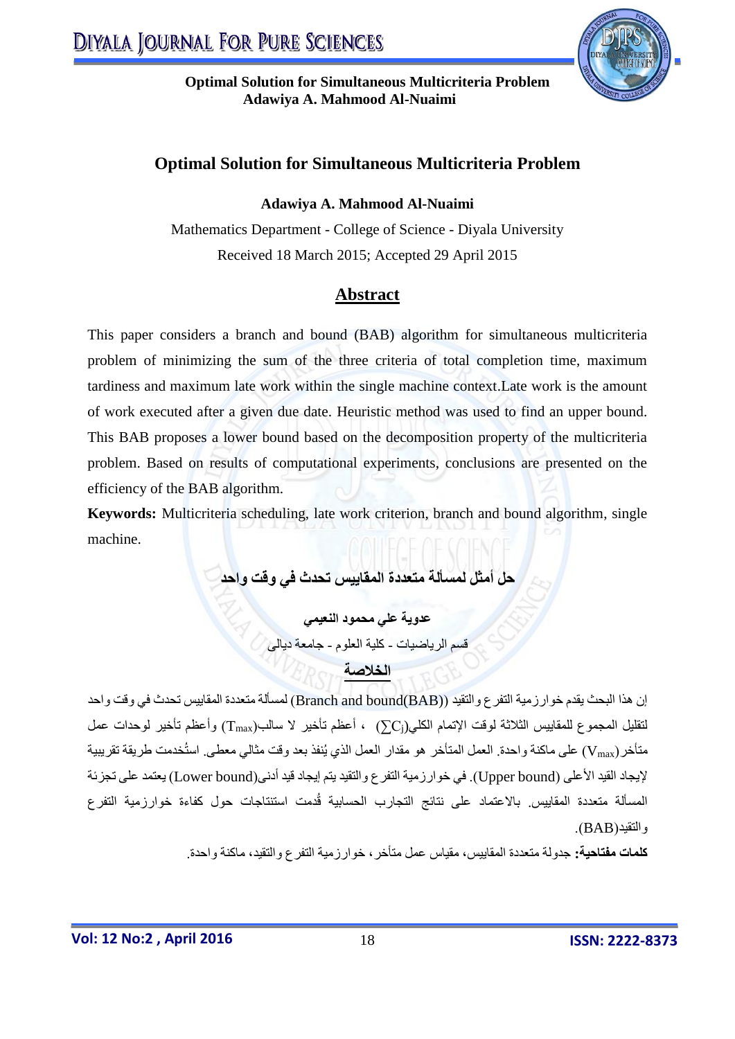# Optimal Solution for Simultaneous Multicriteria Problem

**Adawiya A. Mahmood Al-Nuaimi**

Mathematics Department - College of Science - Diyala University

Received 18 March 2015; Accepted 29 April 2015

## Abstract

This paper considers a branch and bound (BAB) algorithm for simultaneous multicriteria problem of minimizing the sum of the three criteria of total completion time, maximum tardiness and maximum late work within the single machine context.Late work is the amount of work executed after a given due date. Heuristic method was used to find an upper bound. This BAB proposes a lower bound based on the decomposition property of the multicriteria problem. Based on results of computational experiments, conclusions are presented on the efficiency of the BAB algorithm.

**Keywords:** Multicriteria scheduling, late work criterion, branch and bound algorithm, single machine.

## حل أمثل لمسألة متعددة المقاييس تحدث في وقت واحد

**عدوية علي محمود النعيمي**

قسم الرياضيات - كلية العلوم - جامعة ديالى

## الخلاصة

إن هذا البحث يقدم خوارزمية التفرع والتقيد ((Branch and bound(BAB)) لمسألة متعددة المقاييس تحدث في وقت واحد لتقليل المجموع للمقاييس الثلاثة لوقت الإتمام الكلي($\sum C_j$) ، أعظم تأخير لا سالب($T_{max}$) وأعظم تأخير لوحدات عمل متأخر($V_{max}$) على ماكنة واحدة. العمل المتأخر هو مقدار العمل الذي يُنفذ بعد وقت مثالي معطى. استُخدمت طريقة تقريبية لإيجاد القيد الأعلى (Upper bound). في خوارزمية التفرع والتقيد يتم إيجاد قيد أدنى(Lower bound) يعتمد على تجزئة المسألة متعددة المقاييس. بالاعتماد على نتائج التجارب الحسابية قُدمت استنتاجات حول كفاءة خوارزمية التفرع والتقيد(BAB).

**كلمات مفتاحية:** جدولة متعددة المقاييس، مقياس عمل متأخر، خوارزمية التفرع والتقيد، ماكنة واحدة.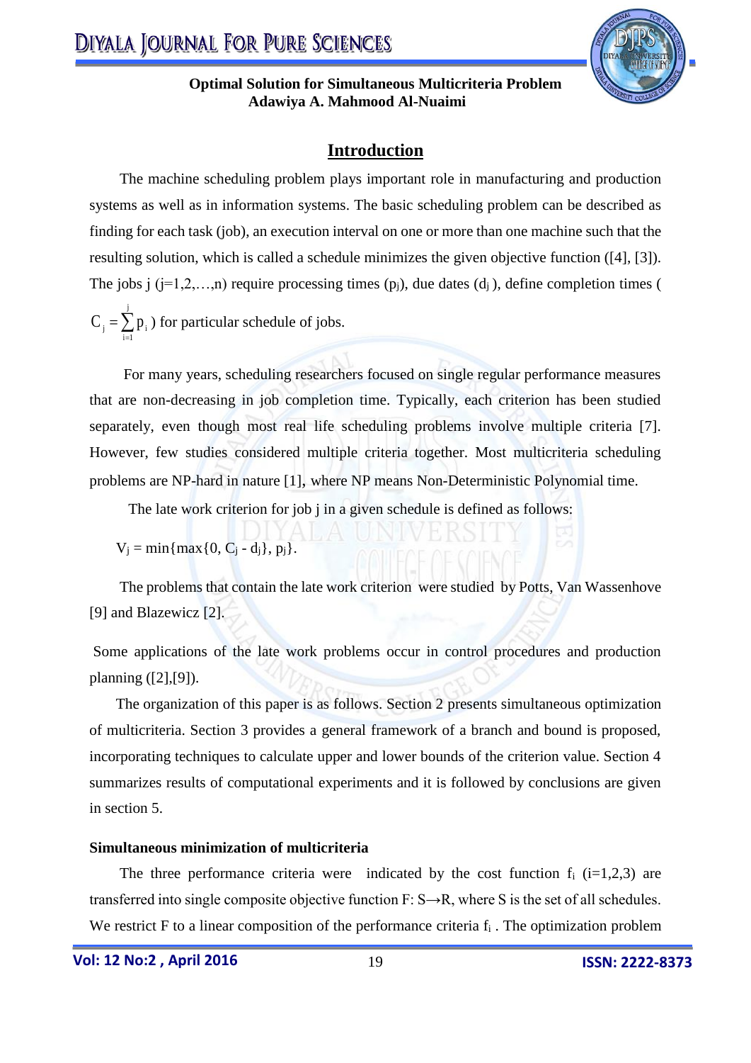## Introduction

The machine scheduling problem plays important role in manufacturing and production systems as well as in information systems. The basic scheduling problem can be described as finding for each task (job), an execution interval on one or more than one machine such that the resulting solution, which is called a schedule minimizes the given objective function ([4], [3]). The jobs j ($j=1,2,\ldots,n$) require processing times ($p_j$), due dates ($d_j$), define completion times ( $C_j = \sum_{i=1}^{j} p_i$ ) for particular schedule of jobs.

For many years, scheduling researchers focused on single regular performance measures that are non-decreasing in job completion time. Typically, each criterion has been studied separately, even though most real life scheduling problems involve multiple criteria [7]. However, few studies considered multiple criteria together. Most multicriteria scheduling problems are NP-hard in nature [1], where NP means Non-Deterministic Polynomial time.

The late work criterion for job j in a given schedule is defined as follows:

$$V_j = \min\{\max\{0, C_j - d_j\}, p_j\}.$$

The problems that contain the late work criterion were studied by Potts, Van Wassenhove [9] and Blazewicz [2].

Some applications of the late work problems occur in control procedures and production planning ([2],[9]).

The organization of this paper is as follows. Section 2 presents simultaneous optimization of multicriteria. Section 3 provides a general framework of a branch and bound is proposed, incorporating techniques to calculate upper and lower bounds of the criterion value. Section 4 summarizes results of computational experiments and it is followed by conclusions are given in section 5.

### Simultaneous minimization of multicriteria

The three performance criteria were indicated by the cost function $f_i$ ($i=1,2,3$) are transferred into single composite objective function $F: S \rightarrow R$, where S is the set of all schedules. We restrict F to a linear composition of the performance criteria $f_i$ . The optimization problem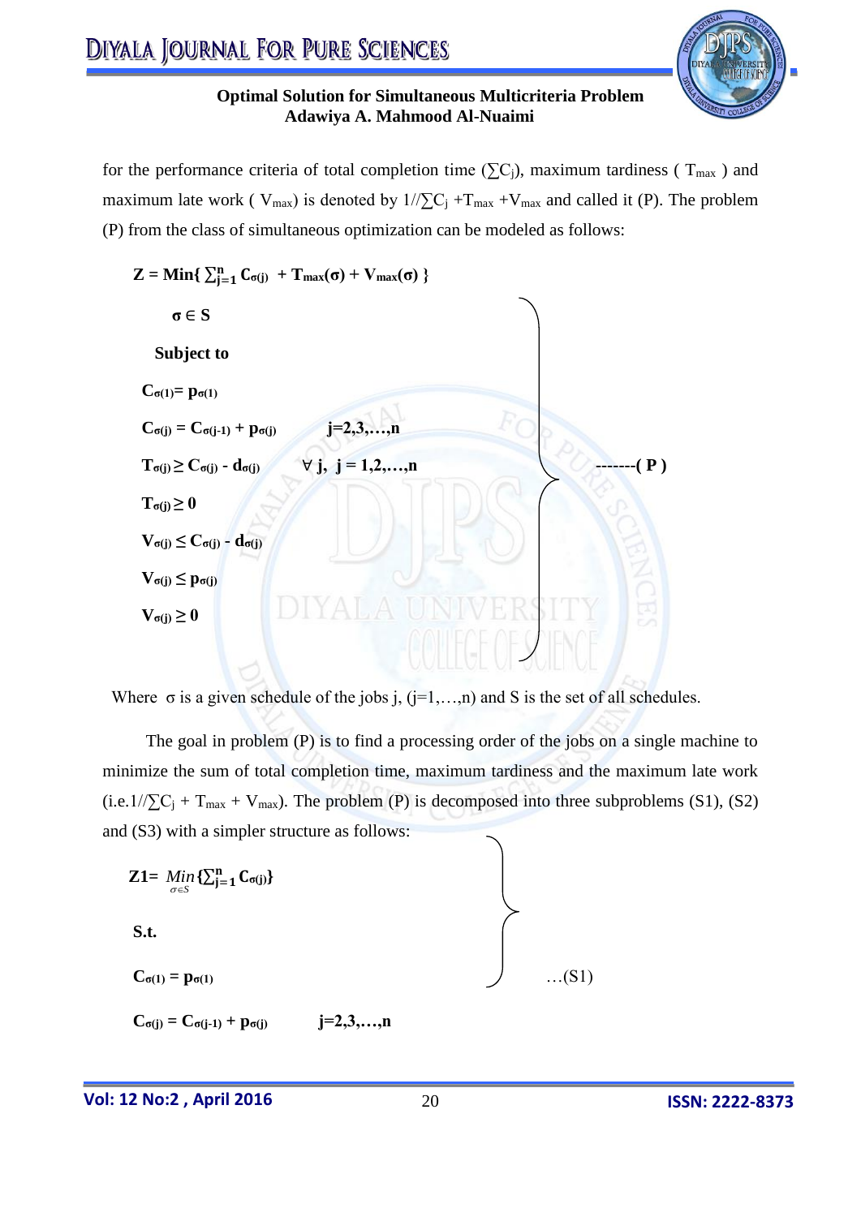for the performance criteria of total completion time ($\sum C_j$), maximum tardiness ( $T_{max}$ ) and maximum late work ( $V_{max}$) is denoted by $1//\sum C_j + T_{max} + V_{max}$ and called it (P). The problem (P) from the class of simultaneous optimization can be modeled as follows:

$$
\left.
\begin{array}{ll}
Z = \text{Min}\{ \sum_{j=1}^{n} C_{\sigma(j)} + T_{max}(\sigma) + V_{max}(\sigma) \} & \\
\quad \sigma \in S & \\
\text{Subject to} & \\
C_{\sigma(1)} = p_{\sigma(1)} & \\
C_{\sigma(j)} = C_{\sigma(j-1)} + p_{\sigma(j)} & j = 2,3,\ldots,n \\
T_{\sigma(j)} \geq C_{\sigma(j)} - d_{\sigma(j)} & \forall\, j,\ j = 1,2,\ldots,n \\
T_{\sigma(j)} \geq 0 & \\
V_{\sigma(j)} \leq C_{\sigma(j)} - d_{\sigma(j)} & \\
V_{\sigma(j)} \leq p_{\sigma(j)} & \\
V_{\sigma(j)} \geq 0 &
\end{array}
\right\} \text{-------( P )}
$$

Where $\sigma$ is a given schedule of the jobs j, (j=1,…,n) and S is the set of all schedules.

The goal in problem (P) is to find a processing order of the jobs on a single machine to minimize the sum of total completion time, maximum tardiness and the maximum late work (i.e. $1//\sum C_j + T_{max} + V_{max}$). The problem (P) is decomposed into three subproblems (S1), (S2) and (S3) with a simpler structure as follows:

$$
\left.
\begin{array}{ll}
Z1 = \underset{\sigma \in S}{Min}\{\sum_{j=1}^{n} C_{\sigma(j)}\} & \\
\text{S.t.} & \\
C_{\sigma(1)} = p_{\sigma(1)} & \\
C_{\sigma(j)} = C_{\sigma(j-1)} + p_{\sigma(j)} & j = 2,3,\ldots,n
\end{array}
\right\} \ldots\text{(S1)}
$$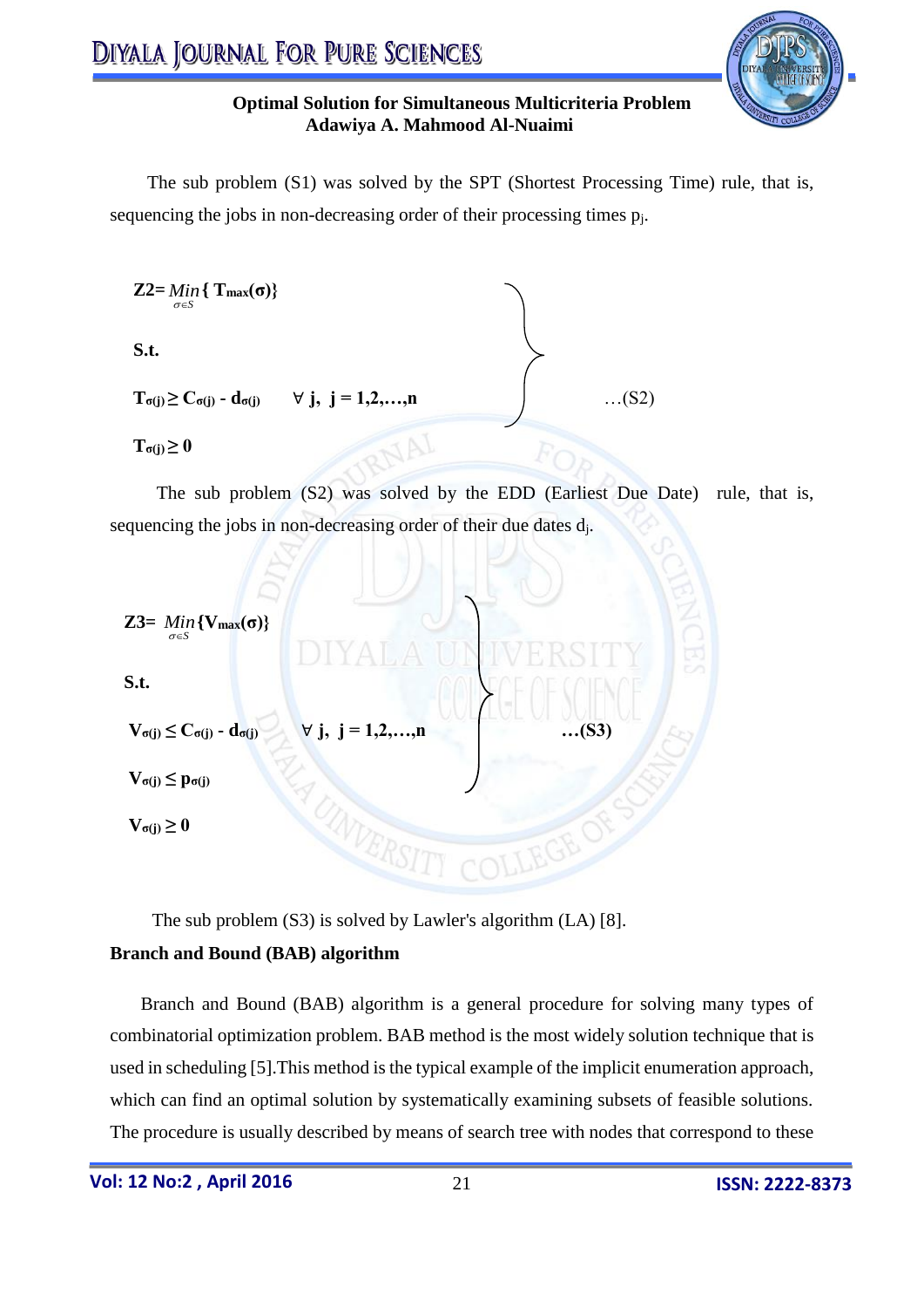The sub problem (S1) was solved by the SPT (Shortest Processing Time) rule, that is, sequencing the jobs in non-decreasing order of their processing times $p_j$.

$$
\left.
\begin{array}{ll}
\mathbf{Z2} = \underset{\sigma \in S}{Min}\{\mathbf{T_{max}(\sigma)}\} & \\
\textbf{S.t.} & \\
\mathbf{T_{\sigma(j)} \geq C_{\sigma(j)} - d_{\sigma(j)}} & \forall\ \mathbf{j},\ \mathbf{j = 1,2,\ldots,n} \\
\mathbf{T_{\sigma(j)} \geq 0} &
\end{array}
\right\} \quad \ldots(S2)
$$

The sub problem (S2) was solved by the EDD (Earliest Due Date) rule, that is, sequencing the jobs in non-decreasing order of their due dates $d_j$.

$$
\left.
\begin{array}{ll}
\mathbf{Z3} = \underset{\sigma \in S}{Min}\{\mathbf{V_{max}(\sigma)}\} & \\
\textbf{S.t.} & \\
\mathbf{V_{\sigma(j)} \leq C_{\sigma(j)} - d_{\sigma(j)}} & \forall\ \mathbf{j},\ \mathbf{j = 1,2,\ldots,n} \\
\mathbf{V_{\sigma(j)} \leq p_{\sigma(j)}} & \\
\mathbf{V_{\sigma(j)} \geq 0} &
\end{array}
\right\} \quad \ldots(S3)
$$

The sub problem (S3) is solved by Lawler's algorithm (LA) [8].

**Branch and Bound (BAB) algorithm**

Branch and Bound (BAB) algorithm is a general procedure for solving many types of combinatorial optimization problem. BAB method is the most widely solution technique that is used in scheduling [5].This method is the typical example of the implicit enumeration approach, which can find an optimal solution by systematically examining subsets of feasible solutions. The procedure is usually described by means of search tree with nodes that correspond to these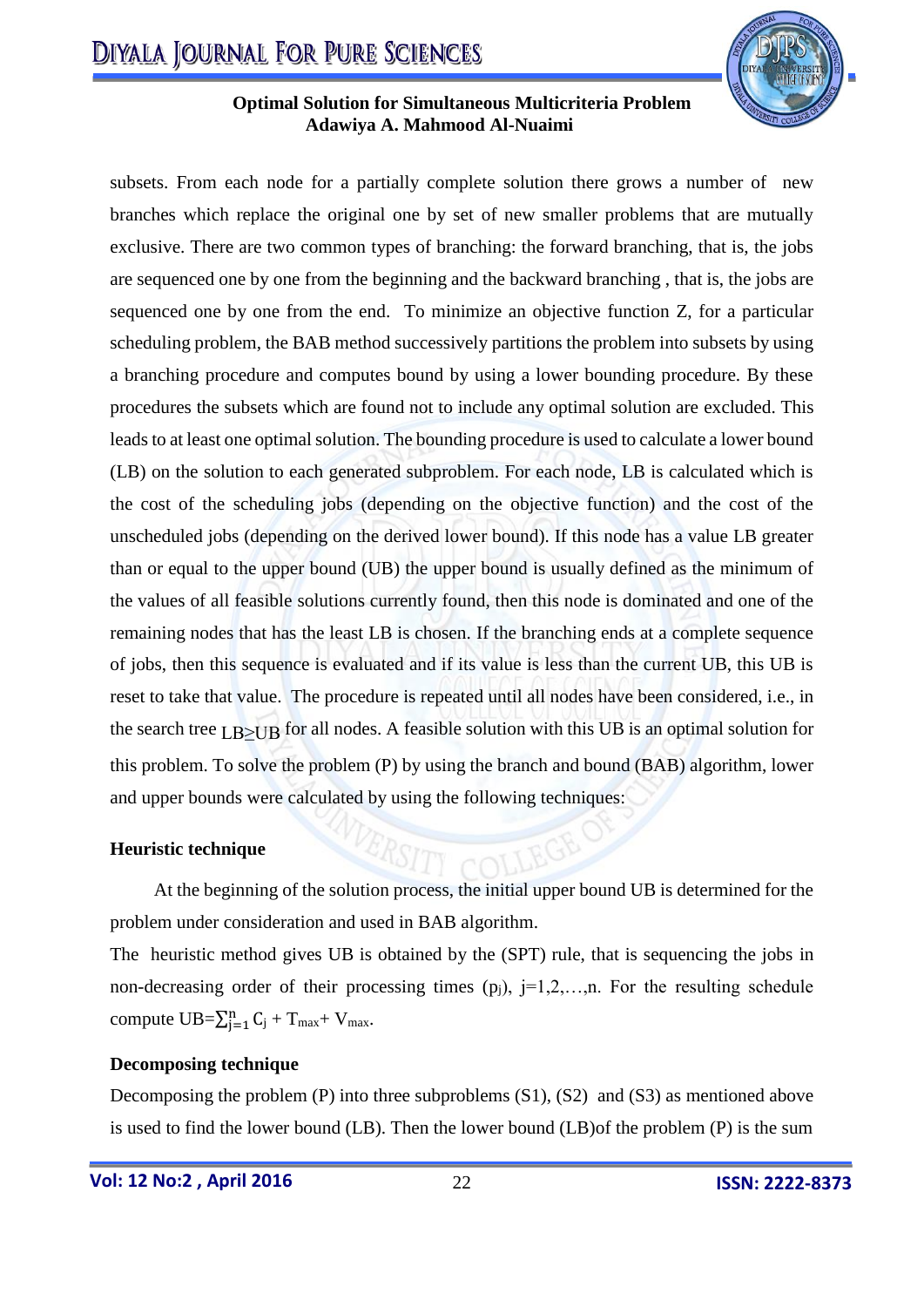subsets. From each node for a partially complete solution there grows a number of new branches which replace the original one by set of new smaller problems that are mutually exclusive. There are two common types of branching: the forward branching, that is, the jobs are sequenced one by one from the beginning and the backward branching , that is, the jobs are sequenced one by one from the end. To minimize an objective function Z, for a particular scheduling problem, the BAB method successively partitions the problem into subsets by using a branching procedure and computes bound by using a lower bounding procedure. By these procedures the subsets which are found not to include any optimal solution are excluded. This leads to at least one optimal solution. The bounding procedure is used to calculate a lower bound (LB) on the solution to each generated subproblem. For each node, LB is calculated which is the cost of the scheduling jobs (depending on the objective function) and the cost of the unscheduled jobs (depending on the derived lower bound). If this node has a value LB greater than or equal to the upper bound (UB) the upper bound is usually defined as the minimum of the values of all feasible solutions currently found, then this node is dominated and one of the remaining nodes that has the least LB is chosen. If the branching ends at a complete sequence of jobs, then this sequence is evaluated and if its value is less than the current UB, this UB is reset to take that value. The procedure is repeated until all nodes have been considered, i.e., in the search tree $LB \geq UB$ for all nodes. A feasible solution with this UB is an optimal solution for this problem. To solve the problem (P) by using the branch and bound (BAB) algorithm, lower and upper bounds were calculated by using the following techniques:

**Heuristic technique**

At the beginning of the solution process, the initial upper bound UB is determined for the problem under consideration and used in BAB algorithm.

The heuristic method gives UB is obtained by the (SPT) rule, that is sequencing the jobs in non-decreasing order of their processing times ($p_j$), $j=1,2,\ldots,n$. For the resulting schedule compute $UB=\sum_{j=1}^{n} C_j + T_{max} + V_{max}$.

**Decomposing technique**

Decomposing the problem (P) into three subproblems (S1), (S2) and (S3) as mentioned above is used to find the lower bound (LB). Then the lower bound (LB)of the problem (P) is the sum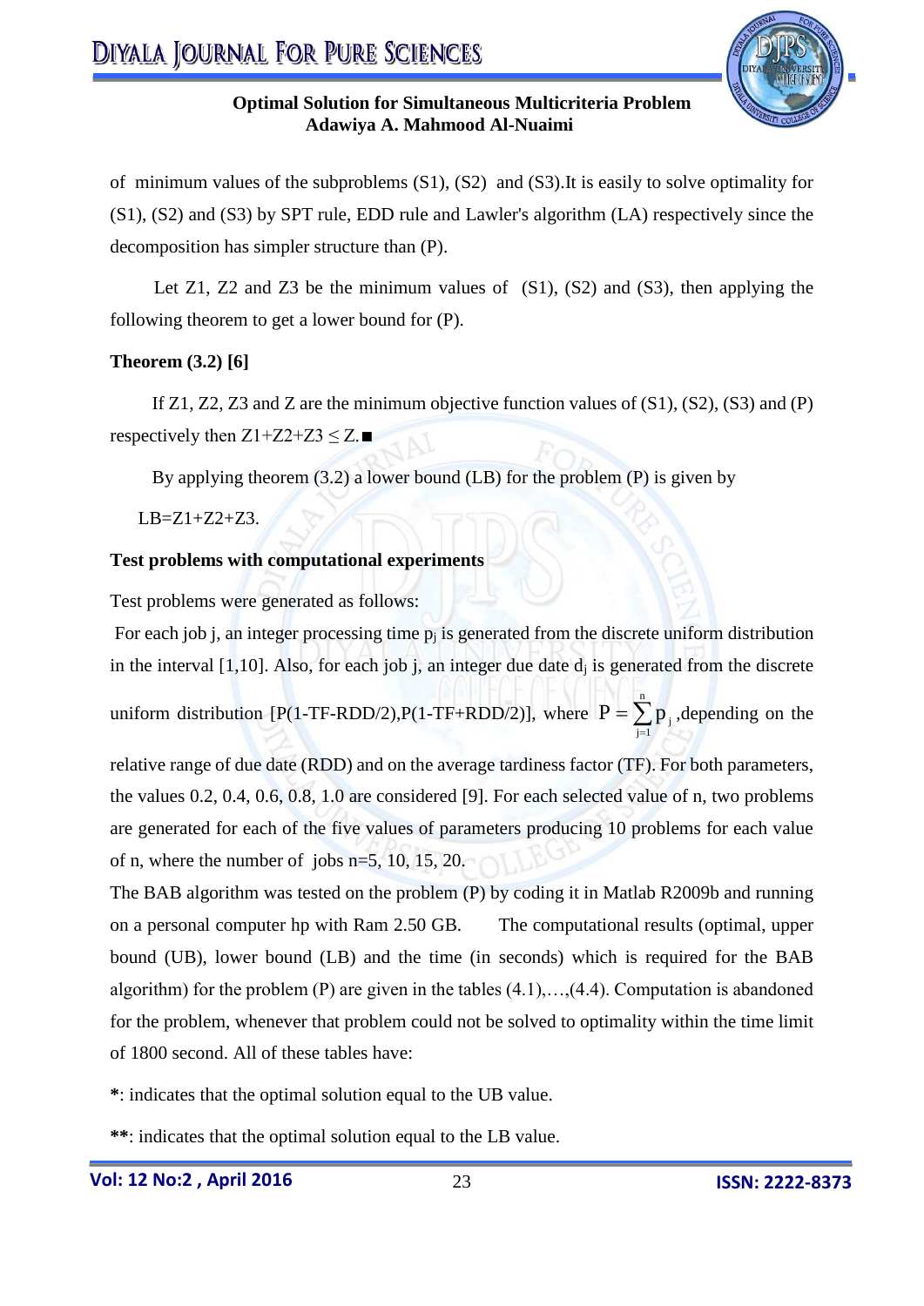of minimum values of the subproblems (S1), (S2) and (S3).It is easily to solve optimality for (S1), (S2) and (S3) by SPT rule, EDD rule and Lawler's algorithm (LA) respectively since the decomposition has simpler structure than (P).

Let Z1, Z2 and Z3 be the minimum values of (S1), (S2) and (S3), then applying the following theorem to get a lower bound for (P).

**Theorem (3.2) [6]**

If Z1, Z2, Z3 and Z are the minimum objective function values of (S1), (S2), (S3) and (P) respectively then $Z1+Z2+Z3 \leq Z$.■

By applying theorem (3.2) a lower bound (LB) for the problem (P) is given by

$LB=Z1+Z2+Z3$.

**Test problems with computational experiments**

Test problems were generated as follows:

For each job j, an integer processing time $p_j$ is generated from the discrete uniform distribution in the interval [1,10]. Also, for each job j, an integer due date $d_j$ is generated from the discrete uniform distribution [P(1-TF-RDD/2),P(1-TF+RDD/2)], where $P = \sum_{j=1}^{n} p_j$ ,depending on the relative range of due date (RDD) and on the average tardiness factor (TF). For both parameters, the values 0.2, 0.4, 0.6, 0.8, 1.0 are considered [9]. For each selected value of n, two problems are generated for each of the five values of parameters producing 10 problems for each value of n, where the number of jobs n=5, 10, 15, 20.

The BAB algorithm was tested on the problem (P) by coding it in Matlab R2009b and running on a personal computer hp with Ram 2.50 GB. The computational results (optimal, upper bound (UB), lower bound (LB) and the time (in seconds) which is required for the BAB algorithm) for the problem (P) are given in the tables (4.1),…,(4.4). Computation is abandoned for the problem, whenever that problem could not be solved to optimality within the time limit of 1800 second. All of these tables have:

**\***: indicates that the optimal solution equal to the UB value.

**\*\***: indicates that the optimal solution equal to the LB value.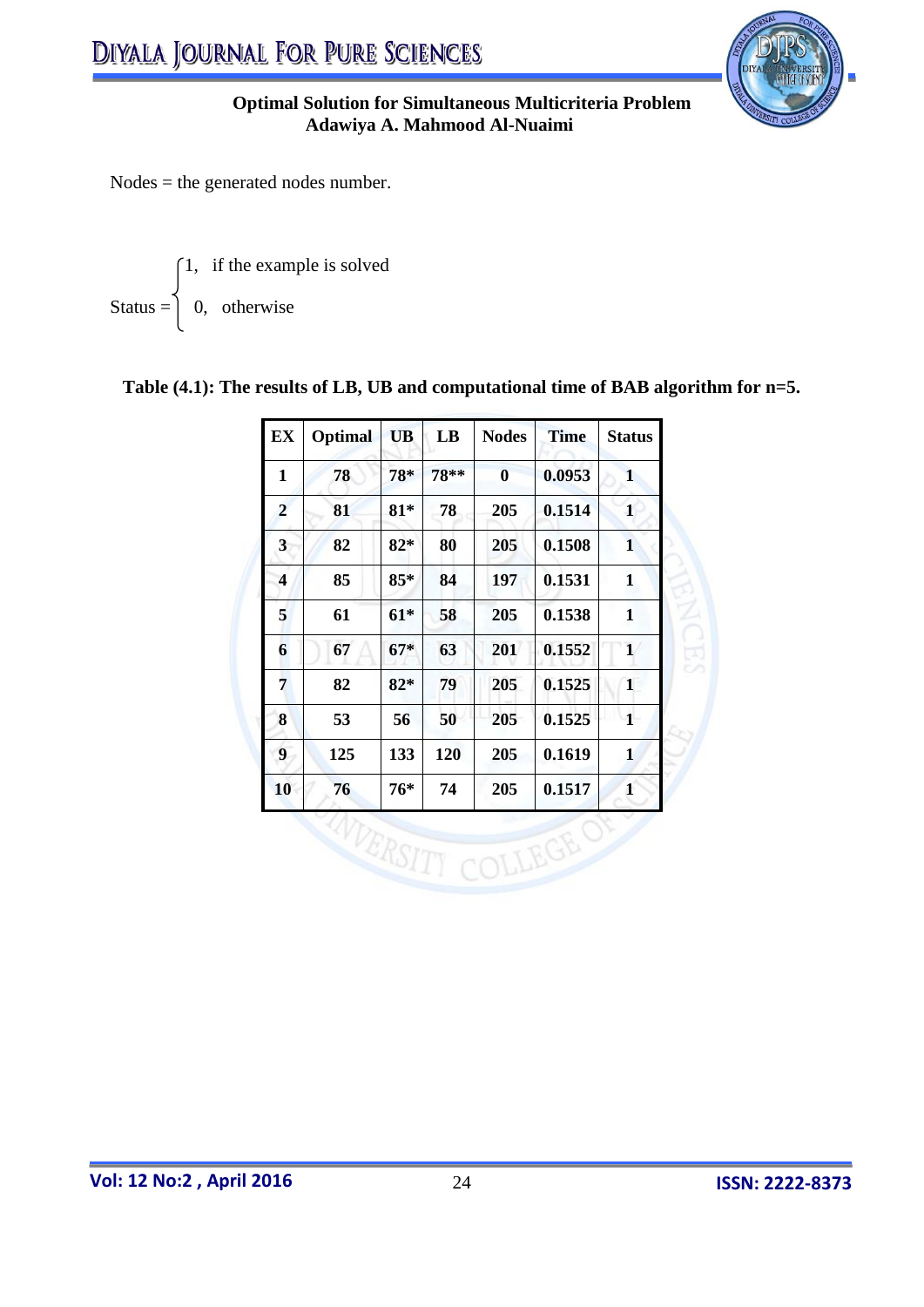Nodes = the generated nodes number.

$$\text{Status} = \begin{cases} 1, & \text{if the example is solved} \\ 0, & \text{otherwise} \end{cases}$$

**Table (4.1): The results of LB, UB and computational time of BAB algorithm for n=5.**

| EX | Optimal | UB | LB | Nodes | Time | Status |
|---|---|---|---|---|---|---|
| 1 | 78 | 78* | 78** | 0 | 0.0953 | 1 |
| 2 | 81 | 81* | 78 | 205 | 0.1514 | 1 |
| 3 | 82 | 82* | 80 | 205 | 0.1508 | 1 |
| 4 | 85 | 85* | 84 | 197 | 0.1531 | 1 |
| 5 | 61 | 61* | 58 | 205 | 0.1538 | 1 |
| 6 | 67 | 67* | 63 | 201 | 0.1552 | 1 |
| 7 | 82 | 82* | 79 | 205 | 0.1525 | 1 |
| 8 | 53 | 56 | 50 | 205 | 0.1525 | 1 |
| 9 | 125 | 133 | 120 | 205 | 0.1619 | 1 |
| 10 | 76 | 76* | 74 | 205 | 0.1517 | 1 |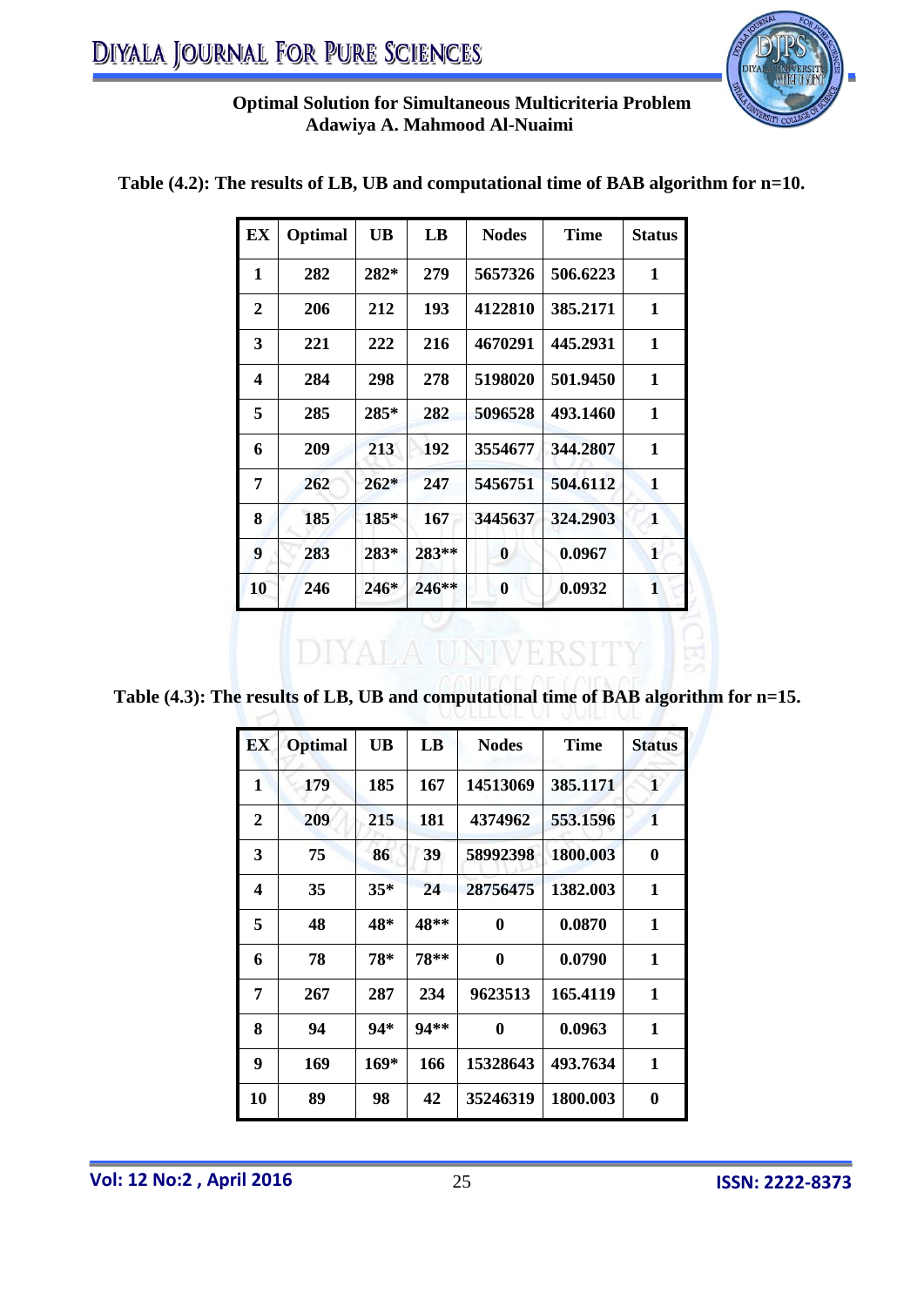**Table (4.2): The results of LB, UB and computational time of BAB algorithm for n=10.**

| EX | Optimal | UB | LB | Nodes | Time | Status |
|---|---|---|---|---|---|---|
| 1 | 282 | 282* | 279 | 5657326 | 506.6223 | 1 |
| 2 | 206 | 212 | 193 | 4122810 | 385.2171 | 1 |
| 3 | 221 | 222 | 216 | 4670291 | 445.2931 | 1 |
| 4 | 284 | 298 | 278 | 5198020 | 501.9450 | 1 |
| 5 | 285 | 285* | 282 | 5096528 | 493.1460 | 1 |
| 6 | 209 | 213 | 192 | 3554677 | 344.2807 | 1 |
| 7 | 262 | 262* | 247 | 5456751 | 504.6112 | 1 |
| 8 | 185 | 185* | 167 | 3445637 | 324.2903 | 1 |
| 9 | 283 | 283* | 283** | 0 | 0.0967 | 1 |
| 10 | 246 | 246* | 246** | 0 | 0.0932 | 1 |

**Table (4.3): The results of LB, UB and computational time of BAB algorithm for n=15.**

| EX | Optimal | UB | LB | Nodes | Time | Status |
|---|---|---|---|---|---|---|
| 1 | 179 | 185 | 167 | 14513069 | 385.1171 | 1 |
| 2 | 209 | 215 | 181 | 4374962 | 553.1596 | 1 |
| 3 | 75 | 86 | 39 | 58992398 | 1800.003 | 0 |
| 4 | 35 | 35* | 24 | 28756475 | 1382.003 | 1 |
| 5 | 48 | 48* | 48** | 0 | 0.0870 | 1 |
| 6 | 78 | 78* | 78** | 0 | 0.0790 | 1 |
| 7 | 267 | 287 | 234 | 9623513 | 165.4119 | 1 |
| 8 | 94 | 94* | 94** | 0 | 0.0963 | 1 |
| 9 | 169 | 169* | 166 | 15328643 | 493.7634 | 1 |
| 10 | 89 | 98 | 42 | 35246319 | 1800.003 | 0 |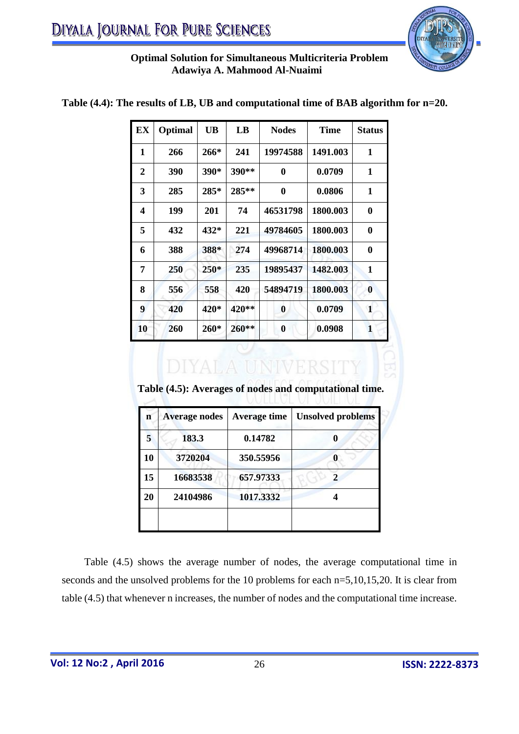**Table (4.4): The results of LB, UB and computational time of BAB algorithm for n=20.**

| EX | Optimal | UB | LB | Nodes | Time | Status |
|---|---|---|---|---|---|---|
| 1 | 266 | 266* | 241 | 19974588 | 1491.003 | 1 |
| 2 | 390 | 390* | 390** | 0 | 0.0709 | 1 |
| 3 | 285 | 285* | 285** | 0 | 0.0806 | 1 |
| 4 | 199 | 201 | 74 | 46531798 | 1800.003 | 0 |
| 5 | 432 | 432* | 221 | 49784605 | 1800.003 | 0 |
| 6 | 388 | 388* | 274 | 49968714 | 1800.003 | 0 |
| 7 | 250 | 250* | 235 | 19895437 | 1482.003 | 1 |
| 8 | 556 | 558 | 420 | 54894719 | 1800.003 | 0 |
| 9 | 420 | 420* | 420** | 0 | 0.0709 | 1 |
| 10 | 260 | 260* | 260** | 0 | 0.0908 | 1 |

**Table (4.5): Averages of nodes and computational time.**

| n | Average nodes | Average time | Unsolved problems |
|---|---|---|---|
| 5 | 183.3 | 0.14782 | 0 |
| 10 | 3720204 | 350.55956 | 0 |
| 15 | 16683538 | 657.97333 | 2 |
| 20 | 24104986 | 1017.3332 | 4 |
| | | | |

Table (4.5) shows the average number of nodes, the average computational time in seconds and the unsolved problems for the 10 problems for each n=5,10,15,20. It is clear from table (4.5) that whenever n increases, the number of nodes and the computational time increase.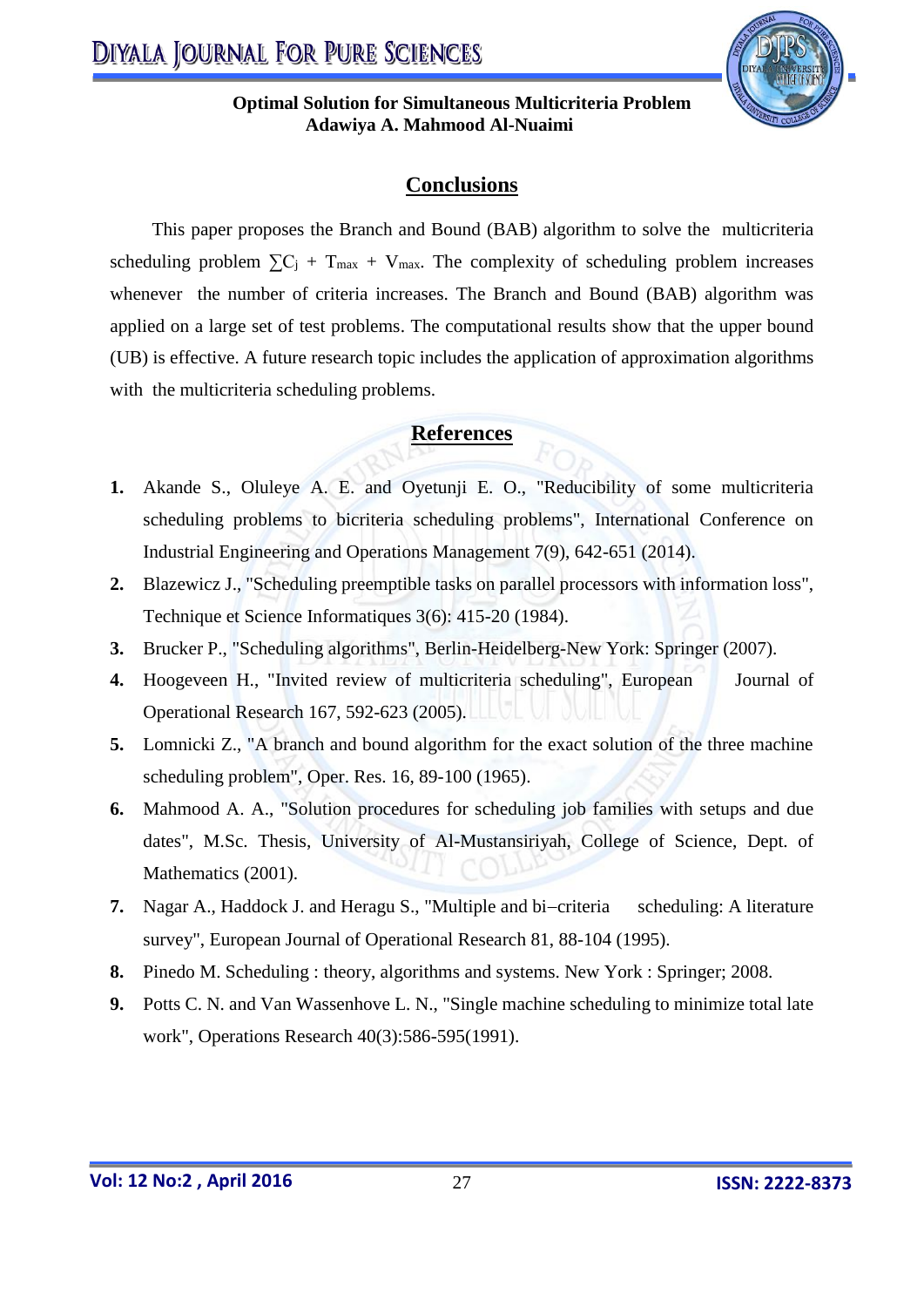## Conclusions

This paper proposes the Branch and Bound (BAB) algorithm to solve the multicriteria scheduling problem $\sum C_j + T_{max} + V_{max}$. The complexity of scheduling problem increases whenever the number of criteria increases. The Branch and Bound (BAB) algorithm was applied on a large set of test problems. The computational results show that the upper bound (UB) is effective. A future research topic includes the application of approximation algorithms with the multicriteria scheduling problems.

## References

1. Akande S., Oluleye A. E. and Oyetunji E. O., "Reducibility of some multicriteria scheduling problems to bicriteria scheduling problems", International Conference on Industrial Engineering and Operations Management 7(9), 642-651 (2014).
2. Blazewicz J., "Scheduling preemptible tasks on parallel processors with information loss", Technique et Science Informatiques 3(6): 415-20 (1984).
3. Brucker P., "Scheduling algorithms", Berlin-Heidelberg-New York: Springer (2007).
4. Hoogeveen H., "Invited review of multicriteria scheduling", European Journal of Operational Research 167, 592-623 (2005).
5. Lomnicki Z., "A branch and bound algorithm for the exact solution of the three machine scheduling problem", Oper. Res. 16, 89-100 (1965).
6. Mahmood A. A., "Solution procedures for scheduling job families with setups and due dates", M.Sc. Thesis, University of Al-Mustansiriyah, College of Science, Dept. of Mathematics (2001).
7. Nagar A., Haddock J. and Heragu S., "Multiple and bi−criteria scheduling: A literature survey", European Journal of Operational Research 81, 88-104 (1995).
8. Pinedo M. Scheduling : theory, algorithms and systems. New York : Springer; 2008.
9. Potts C. N. and Van Wassenhove L. N., "Single machine scheduling to minimize total late work", Operations Research 40(3):586-595(1991).